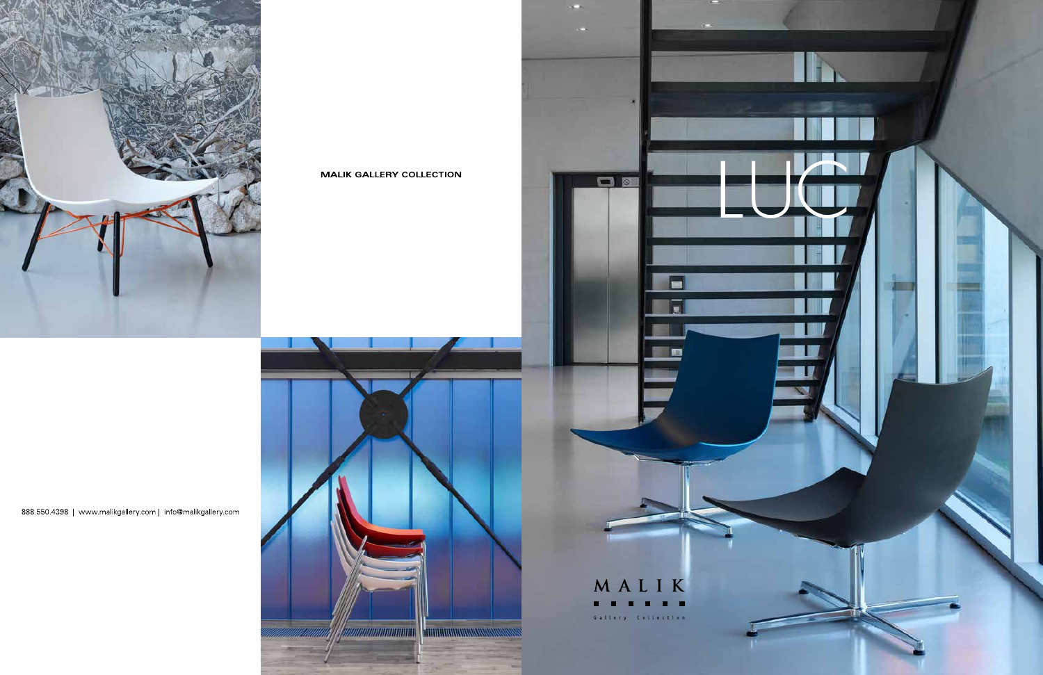MALIK GALLERY COLLECTION

888.550.4398 | www.malikgallery.com | info@malikgallery.com

# LUC

MALIK

Gallery Collection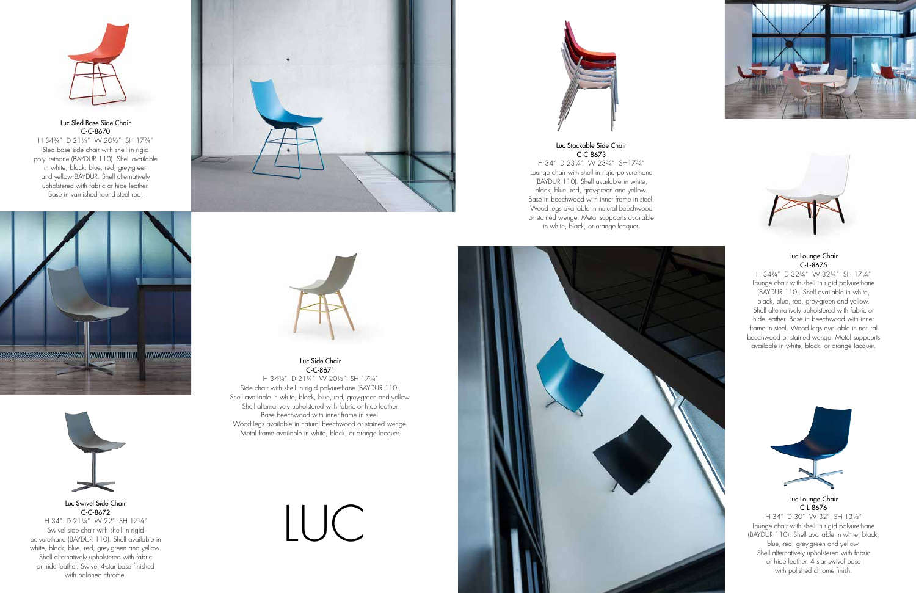# LUC

### Luc Sled Base Side Chair
C-C-8670

H 34¾" D 21¼" W 20½" SH 17¾"

Sled base side chair with shell in rigid polyurethane (BAYDUR 110). Shell available in white, black, blue, red, grey-green and yellow BAYDUR. Shell alternatively upholstered with fabric or hide leather. Base in varnished round steel rod.

### Luc Swivel Side Chair
C-C-8672

H 34" D 21¼" W 22" SH 17¾"

Swivel side chair with shell in rigid polyurethane (BAYDUR 110). Shell available in white, black, blue, red, grey-green and yellow. Shell alternatively upholstered with fabric or hide leather. Swivel 4-star base finished with polished chrome.

### Luc Side Chair
C-C-8671

H 34¾" D 21¼" W 20½" SH 17¾"

Side chair with shell in rigid polyurethane (BAYDUR 110). Shell available in white, black, blue, red, grey-green and yellow. Shell alternatively upholstered with fabric or hide leather. Base beechwood with inner frame in steel. Wood legs available in natural beechwood or stained wenge. Metal frame available in white, black, or orange lacquer.

### Luc Stackable Side Chair
C-C-8673

H 34" D 23¼" W 23¾" SH17¾"

Lounge chair with shell in rigid polyurethane (BAYDUR 110). Shell available in white, black, blue, red, grey-green and yellow. Base in beechwood with inner frame in steel. Wood legs available in natural beechwood or stained wenge. Metal suppoprts available in white, black, or orange lacquer.

### Luc Lounge Chair
C-L-8675

H 34¾" D 32¼" W 32¼" SH 17¼"

Lounge chair with shell in rigid polyurethane (BAYDUR 110). Shell available in white, black, blue, red, grey-green and yellow. Shell alternatively upholstered with fabric or hide leather. Base in beechwood with inner frame in steel. Wood legs available in natural beechwood or stained wenge. Metal suppoprts available in white, black, or orange lacquer.

### Luc Lounge Chair
C-L-8676

H 34" D 30" W 32" SH 13½"

Lounge chair with shell in rigid polyurethane (BAYDUR 110). Shell available in white, black, blue, red, grey-green and yellow. Shell alternatively upholstered with fabric or hide leather. 4 star swivel base with polished chrome finish.